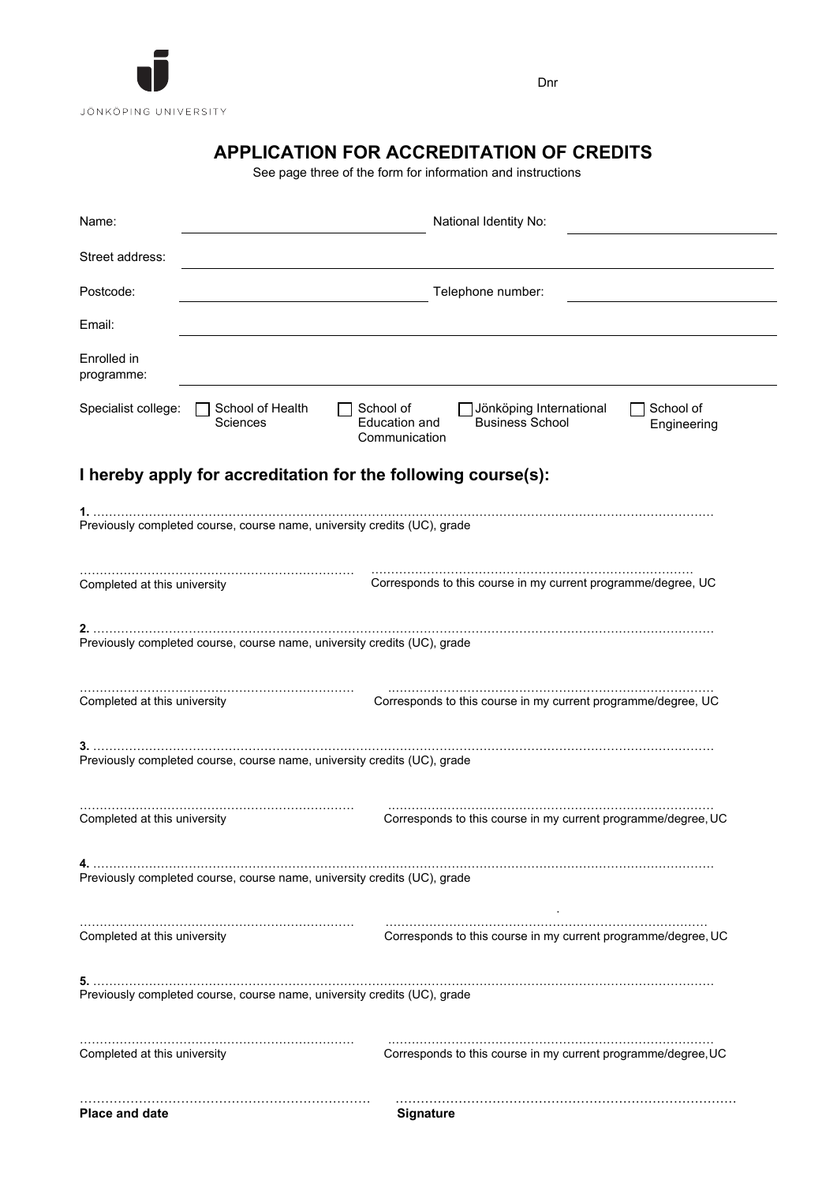JÖNKÖPING UNIVERSITY

Dnr

# APPLICATION FOR ACCREDITATION OF CREDITS

See page three of the form for information and instructions

Name: ______________________ National Identity No: ______________________

Street address: ______________________

Postcode: ______________________ Telephone number: ______________________

Email: ______________________

Enrolled in programme: ______________________

Specialist college: ☐ School of Health Sciences ☐ School of Education and Communication ☐ Jönköping International Business School ☐ School of Engineering

## I hereby apply for accreditation for the following course(s):

**1.** ……………………………………………………………………………………………………………………………

Previously completed course, course name, university credits (UC), grade

……………………………………………… ……………………………………………………………

Completed at this university — Corresponds to this course in my current programme/degree, UC

**2.** ……………………………………………………………………………………………………………………………

Previously completed course, course name, university credits (UC), grade

……………………………………………… ……………………………………………………………

Completed at this university — Corresponds to this course in my current programme/degree, UC

**3.** ……………………………………………………………………………………………………………………………

Previously completed course, course name, university credits (UC), grade

……………………………………………… ……………………………………………………………

Completed at this university — Corresponds to this course in my current programme/degree, UC

**4.** ……………………………………………………………………………………………………………………………

Previously completed course, course name, university credits (UC), grade

……………………………………………… ……………………………………………………………

Completed at this university — Corresponds to this course in my current programme/degree, UC

**5.** ……………………………………………………………………………………………………………………………

Previously completed course, course name, university credits (UC), grade

……………………………………………… ……………………………………………………………

Completed at this university — Corresponds to this course in my current programme/degree, UC

……………………………………………… ……………………………………………………………

**Place and date** — **Signature**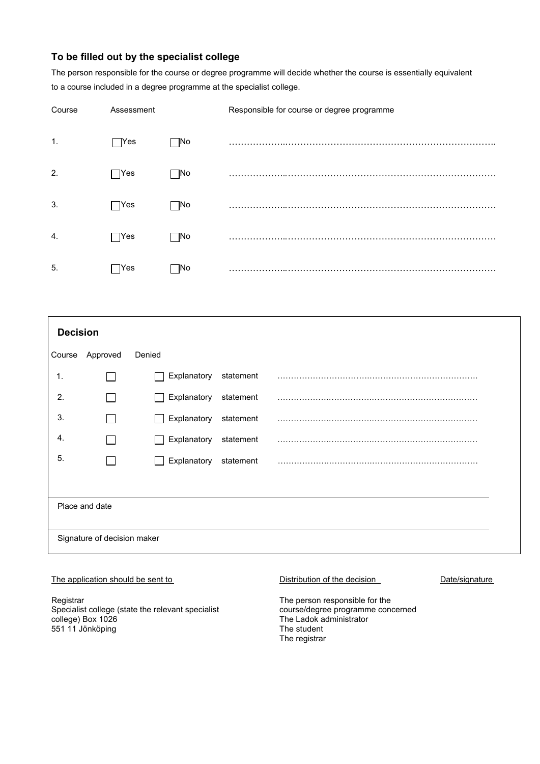### To be filled out by the specialist college

The person responsible for the course or degree programme will decide whether the course is essentially equivalent to a course included in a degree programme at the specialist college.

| Course | Assessment | | Responsible for course or degree programme |
|---|---|---|---|
| 1. | ☐Yes | ☐No | ……………………………………………………………………………… |
| 2. | ☐Yes | ☐No | ……………………………………………………………………………… |
| 3. | ☐Yes | ☐No | ……………………………………………………………………………… |
| 4. | ☐Yes | ☐No | ……………………………………………………………………………… |
| 5. | ☐Yes | ☐No | ……………………………………………………………………………… |

### Decision

| Course | Approved | Denied | |
|---|---|---|---|
| 1. | ☐ | ☐ | Explanatory statement …………………………………………………………… |
| 2. | ☐ | ☐ | Explanatory statement …………………………………………………………… |
| 3. | ☐ | ☐ | Explanatory statement …………………………………………………………… |
| 4. | ☐ | ☐ | Explanatory statement …………………………………………………………… |
| 5. | ☐ | ☐ | Explanatory statement …………………………………………………………… |

Place and date

Signature of decision maker

The application should be sent to

Registrar
Specialist college (state the relevant specialist college) Box 1026
551 11 Jönköping

Distribution of the decision

The person responsible for the course/degree programme concerned
The Ladok administrator
The student
The registrar

Date/signature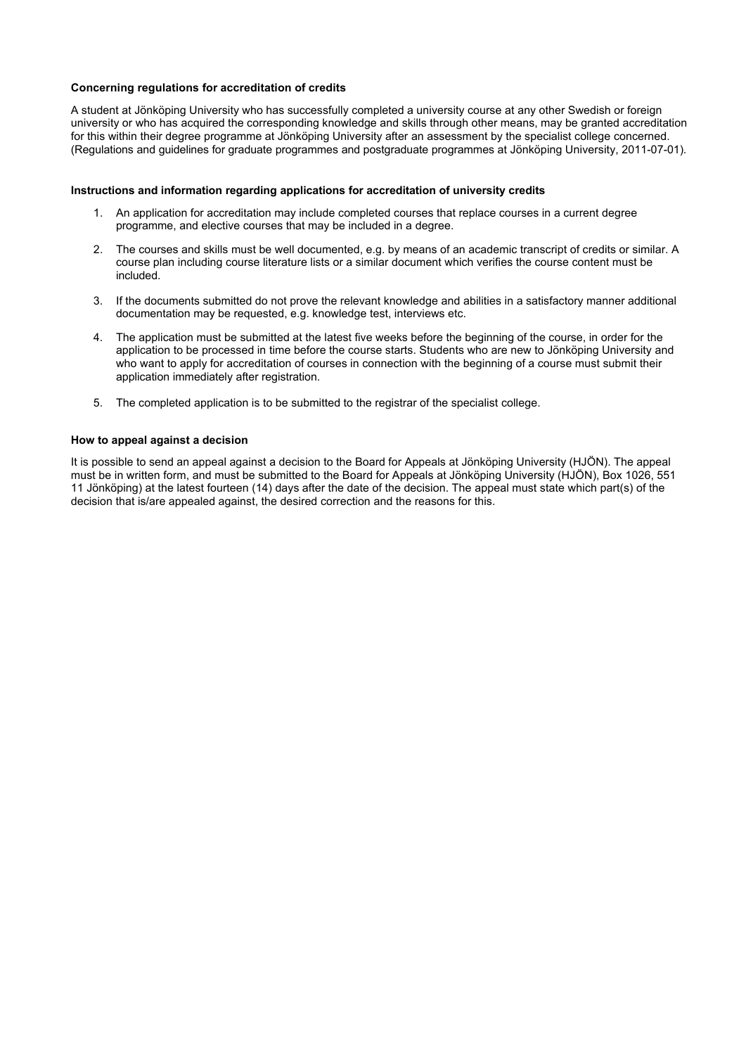**Concerning regulations for accreditation of credits**

A student at Jönköping University who has successfully completed a university course at any other Swedish or foreign university or who has acquired the corresponding knowledge and skills through other means, may be granted accreditation for this within their degree programme at Jönköping University after an assessment by the specialist college concerned. (Regulations and guidelines for graduate programmes and postgraduate programmes at Jönköping University, 2011-07-01).

**Instructions and information regarding applications for accreditation of university credits**

1. An application for accreditation may include completed courses that replace courses in a current degree programme, and elective courses that may be included in a degree.
2. The courses and skills must be well documented, e.g. by means of an academic transcript of credits or similar. A course plan including course literature lists or a similar document which verifies the course content must be included.
3. If the documents submitted do not prove the relevant knowledge and abilities in a satisfactory manner additional documentation may be requested, e.g. knowledge test, interviews etc.
4. The application must be submitted at the latest five weeks before the beginning of the course, in order for the application to be processed in time before the course starts. Students who are new to Jönköping University and who want to apply for accreditation of courses in connection with the beginning of a course must submit their application immediately after registration.
5. The completed application is to be submitted to the registrar of the specialist college.

**How to appeal against a decision**

It is possible to send an appeal against a decision to the Board for Appeals at Jönköping University (HJÖN). The appeal must be in written form, and must be submitted to the Board for Appeals at Jönköping University (HJÖN), Box 1026, 551 11 Jönköping) at the latest fourteen (14) days after the date of the decision. The appeal must state which part(s) of the decision that is/are appealed against, the desired correction and the reasons for this.